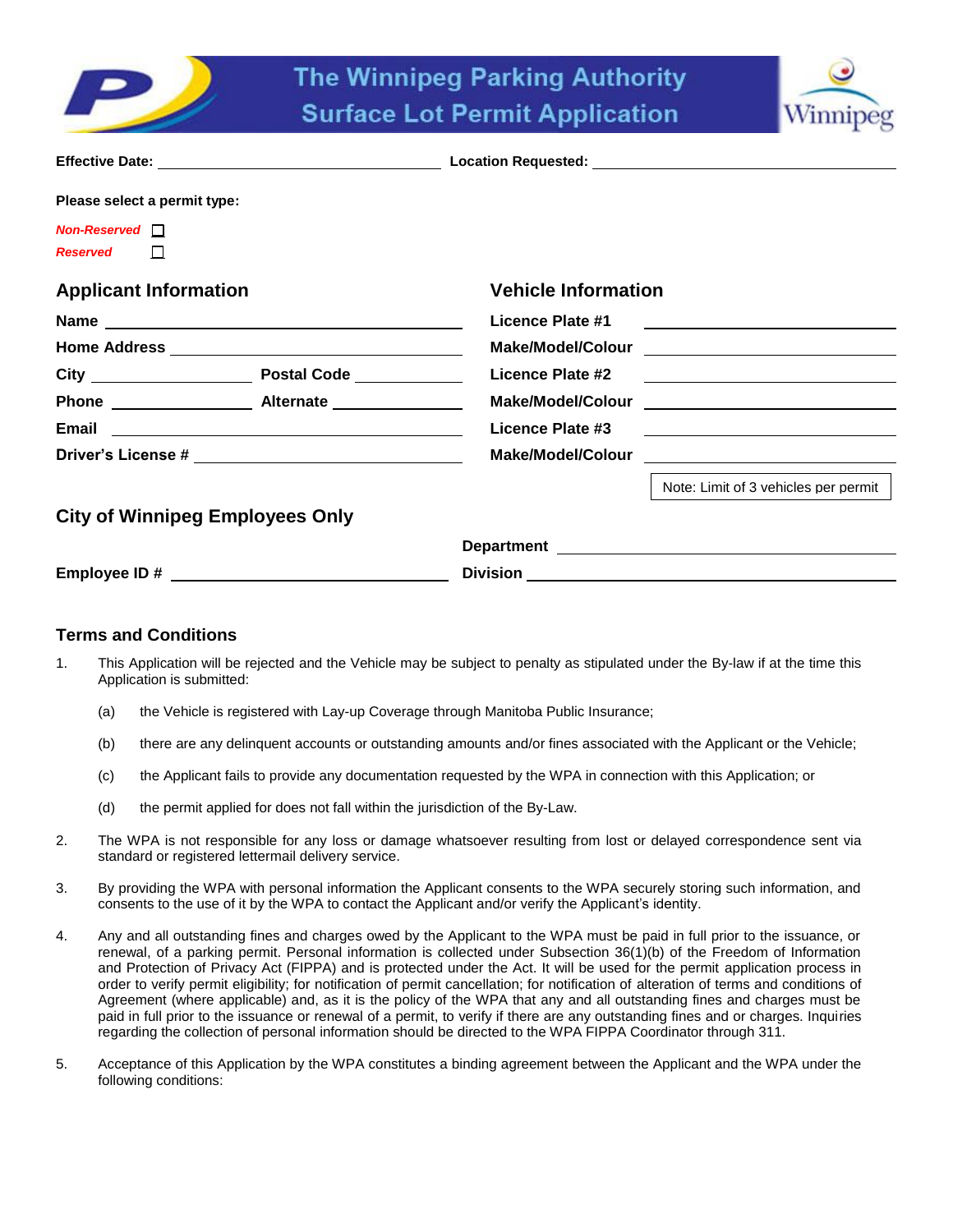# The Winnipeg Parking Authority
# Surface Lot Permit Application

**Effective Date:** ______________________ **Location Requested:** ______________________

**Please select a permit type:**

***Non-Reserved*** ☐
***Reserved*** ☐

## Applicant Information

**Name** ______________________

**Home Address** ______________________

**City** ____________ **Postal Code** ____________

**Phone** ____________ **Alternate** ____________

**Email** ______________________

**Driver's License #** ______________________

## Vehicle Information

**Licence Plate #1** ______________________

**Make/Model/Colour** ______________________

**Licence Plate #2** ______________________

**Make/Model/Colour** ______________________

**Licence Plate #3** ______________________

**Make/Model/Colour** ______________________

Note: Limit of 3 vehicles per permit

## City of Winnipeg Employees Only

**Employee ID #** ______________________

**Department** ______________________

**Division** ______________________

## Terms and Conditions

1. This Application will be rejected and the Vehicle may be subject to penalty as stipulated under the By-law if at the time this Application is submitted:

   (a) the Vehicle is registered with Lay-up Coverage through Manitoba Public Insurance;

   (b) there are any delinquent accounts or outstanding amounts and/or fines associated with the Applicant or the Vehicle;

   (c) the Applicant fails to provide any documentation requested by the WPA in connection with this Application; or

   (d) the permit applied for does not fall within the jurisdiction of the By-Law.

2. The WPA is not responsible for any loss or damage whatsoever resulting from lost or delayed correspondence sent via standard or registered lettermail delivery service.

3. By providing the WPA with personal information the Applicant consents to the WPA securely storing such information, and consents to the use of it by the WPA to contact the Applicant and/or verify the Applicant's identity.

4. Any and all outstanding fines and charges owed by the Applicant to the WPA must be paid in full prior to the issuance, or renewal, of a parking permit. Personal information is collected under Subsection 36(1)(b) of the Freedom of Information and Protection of Privacy Act (FIPPA) and is protected under the Act. It will be used for the permit application process in order to verify permit eligibility; for notification of permit cancellation; for notification of alteration of terms and conditions of Agreement (where applicable) and, as it is the policy of the WPA that any and all outstanding fines and charges must be paid in full prior to the issuance or renewal of a permit, to verify if there are any outstanding fines and or charges. Inquiries regarding the collection of personal information should be directed to the WPA FIPPA Coordinator through 311.

5. Acceptance of this Application by the WPA constitutes a binding agreement between the Applicant and the WPA under the following conditions: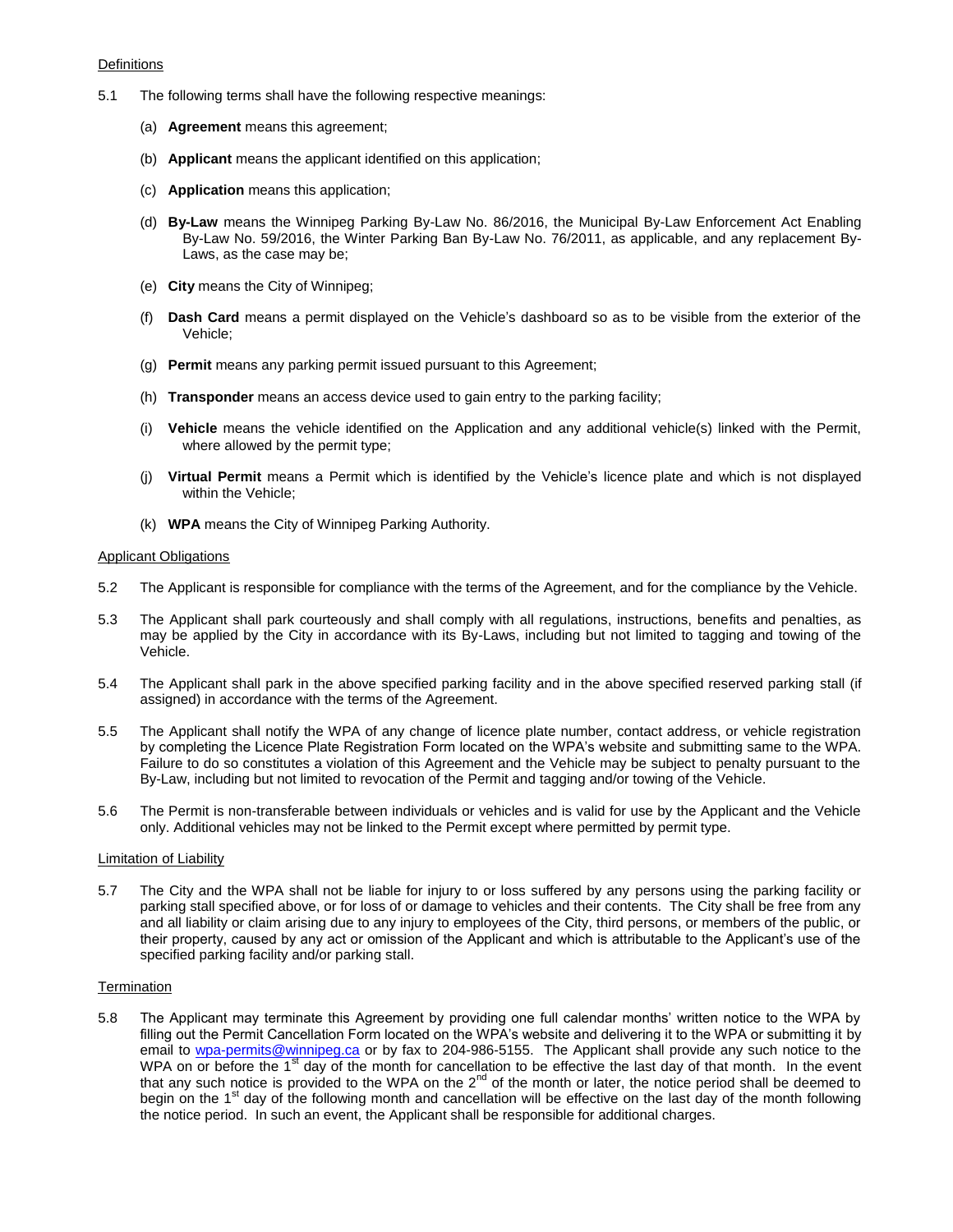Definitions

5.1 The following terms shall have the following respective meanings:

(a) **Agreement** means this agreement;

(b) **Applicant** means the applicant identified on this application;

(c) **Application** means this application;

(d) **By-Law** means the Winnipeg Parking By-Law No. 86/2016, the Municipal By-Law Enforcement Act Enabling By-Law No. 59/2016, the Winter Parking Ban By-Law No. 76/2011, as applicable, and any replacement By-Laws, as the case may be;

(e) **City** means the City of Winnipeg;

(f) **Dash Card** means a permit displayed on the Vehicle's dashboard so as to be visible from the exterior of the Vehicle;

(g) **Permit** means any parking permit issued pursuant to this Agreement;

(h) **Transponder** means an access device used to gain entry to the parking facility;

(i) **Vehicle** means the vehicle identified on the Application and any additional vehicle(s) linked with the Permit, where allowed by the permit type;

(j) **Virtual Permit** means a Permit which is identified by the Vehicle's licence plate and which is not displayed within the Vehicle;

(k) **WPA** means the City of Winnipeg Parking Authority.

Applicant Obligations

5.2 The Applicant is responsible for compliance with the terms of the Agreement, and for the compliance by the Vehicle.

5.3 The Applicant shall park courteously and shall comply with all regulations, instructions, benefits and penalties, as may be applied by the City in accordance with its By-Laws, including but not limited to tagging and towing of the Vehicle.

5.4 The Applicant shall park in the above specified parking facility and in the above specified reserved parking stall (if assigned) in accordance with the terms of the Agreement.

5.5 The Applicant shall notify the WPA of any change of licence plate number, contact address, or vehicle registration by completing the Licence Plate Registration Form located on the WPA's website and submitting same to the WPA. Failure to do so constitutes a violation of this Agreement and the Vehicle may be subject to penalty pursuant to the By-Law, including but not limited to revocation of the Permit and tagging and/or towing of the Vehicle.

5.6 The Permit is non-transferable between individuals or vehicles and is valid for use by the Applicant and the Vehicle only. Additional vehicles may not be linked to the Permit except where permitted by permit type.

Limitation of Liability

5.7 The City and the WPA shall not be liable for injury to or loss suffered by any persons using the parking facility or parking stall specified above, or for loss of or damage to vehicles and their contents. The City shall be free from any and all liability or claim arising due to any injury to employees of the City, third persons, or members of the public, or their property, caused by any act or omission of the Applicant and which is attributable to the Applicant's use of the specified parking facility and/or parking stall.

Termination

5.8 The Applicant may terminate this Agreement by providing one full calendar months' written notice to the WPA by filling out the Permit Cancellation Form located on the WPA's website and delivering it to the WPA or submitting it by email to wpa-permits@winnipeg.ca or by fax to 204-986-5155. The Applicant shall provide any such notice to the WPA on or before the 1st day of the month for cancellation to be effective the last day of that month. In the event that any such notice is provided to the WPA on the 2nd of the month or later, the notice period shall be deemed to begin on the 1st day of the following month and cancellation will be effective on the last day of the month following the notice period. In such an event, the Applicant shall be responsible for additional charges.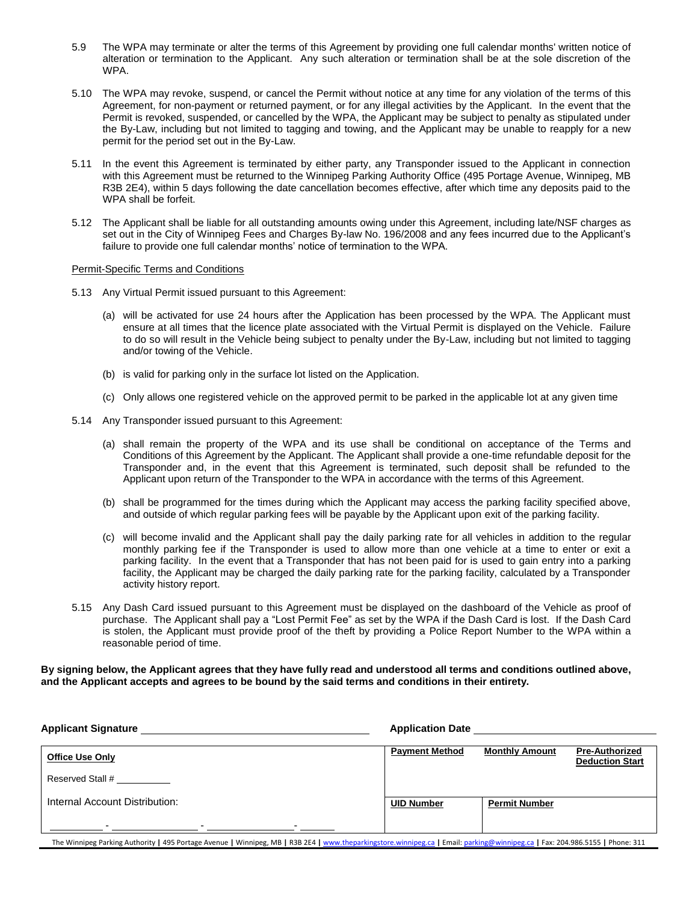5.9 The WPA may terminate or alter the terms of this Agreement by providing one full calendar months' written notice of alteration or termination to the Applicant. Any such alteration or termination shall be at the sole discretion of the WPA.

5.10 The WPA may revoke, suspend, or cancel the Permit without notice at any time for any violation of the terms of this Agreement, for non-payment or returned payment, or for any illegal activities by the Applicant. In the event that the Permit is revoked, suspended, or cancelled by the WPA, the Applicant may be subject to penalty as stipulated under the By-Law, including but not limited to tagging and towing, and the Applicant may be unable to reapply for a new permit for the period set out in the By-Law.

5.11 In the event this Agreement is terminated by either party, any Transponder issued to the Applicant in connection with this Agreement must be returned to the Winnipeg Parking Authority Office (495 Portage Avenue, Winnipeg, MB R3B 2E4), within 5 days following the date cancellation becomes effective, after which time any deposits paid to the WPA shall be forfeit.

5.12 The Applicant shall be liable for all outstanding amounts owing under this Agreement, including late/NSF charges as set out in the City of Winnipeg Fees and Charges By-law No. 196/2008 and any fees incurred due to the Applicant's failure to provide one full calendar months' notice of termination to the WPA.

Permit-Specific Terms and Conditions

5.13 Any Virtual Permit issued pursuant to this Agreement:

(a) will be activated for use 24 hours after the Application has been processed by the WPA. The Applicant must ensure at all times that the licence plate associated with the Virtual Permit is displayed on the Vehicle. Failure to do so will result in the Vehicle being subject to penalty under the By-Law, including but not limited to tagging and/or towing of the Vehicle.

(b) is valid for parking only in the surface lot listed on the Application.

(c) Only allows one registered vehicle on the approved permit to be parked in the applicable lot at any given time

5.14 Any Transponder issued pursuant to this Agreement:

(a) shall remain the property of the WPA and its use shall be conditional on acceptance of the Terms and Conditions of this Agreement by the Applicant. The Applicant shall provide a one-time refundable deposit for the Transponder and, in the event that this Agreement is terminated, such deposit shall be refunded to the Applicant upon return of the Transponder to the WPA in accordance with the terms of this Agreement.

(b) shall be programmed for the times during which the Applicant may access the parking facility specified above, and outside of which regular parking fees will be payable by the Applicant upon exit of the parking facility.

(c) will become invalid and the Applicant shall pay the daily parking rate for all vehicles in addition to the regular monthly parking fee if the Transponder is used to allow more than one vehicle at a time to enter or exit a parking facility. In the event that a Transponder that has not been paid for is used to gain entry into a parking facility, the Applicant may be charged the daily parking rate for the parking facility, calculated by a Transponder activity history report.

5.15 Any Dash Card issued pursuant to this Agreement must be displayed on the dashboard of the Vehicle as proof of purchase. The Applicant shall pay a "Lost Permit Fee" as set by the WPA if the Dash Card is lost. If the Dash Card is stolen, the Applicant must provide proof of the theft by providing a Police Report Number to the WPA within a reasonable period of time.

**By signing below, the Applicant agrees that they have fully read and understood all terms and conditions outlined above, and the Applicant accepts and agrees to be bound by the said terms and conditions in their entirety.**

**Applicant Signature** ______________________________ **Application Date** ______________________

| **Office Use Only** | **Payment Method** | **Monthly Amount** | **Pre-Authorized Deduction Start** |
|---|---|---|---|
| Reserved Stall # __________ | | | |
| Internal Account Distribution: | **UID Number** | **Permit Number** | |
| ________ - ______________ - ______________ - ______ | | | |

The Winnipeg Parking Authority | 495 Portage Avenue | Winnipeg, MB | R3B 2E4 | www.theparkingstore.winnipeg.ca | Email: parking@winnipeg.ca | Fax: 204.986.5155 | Phone: 311